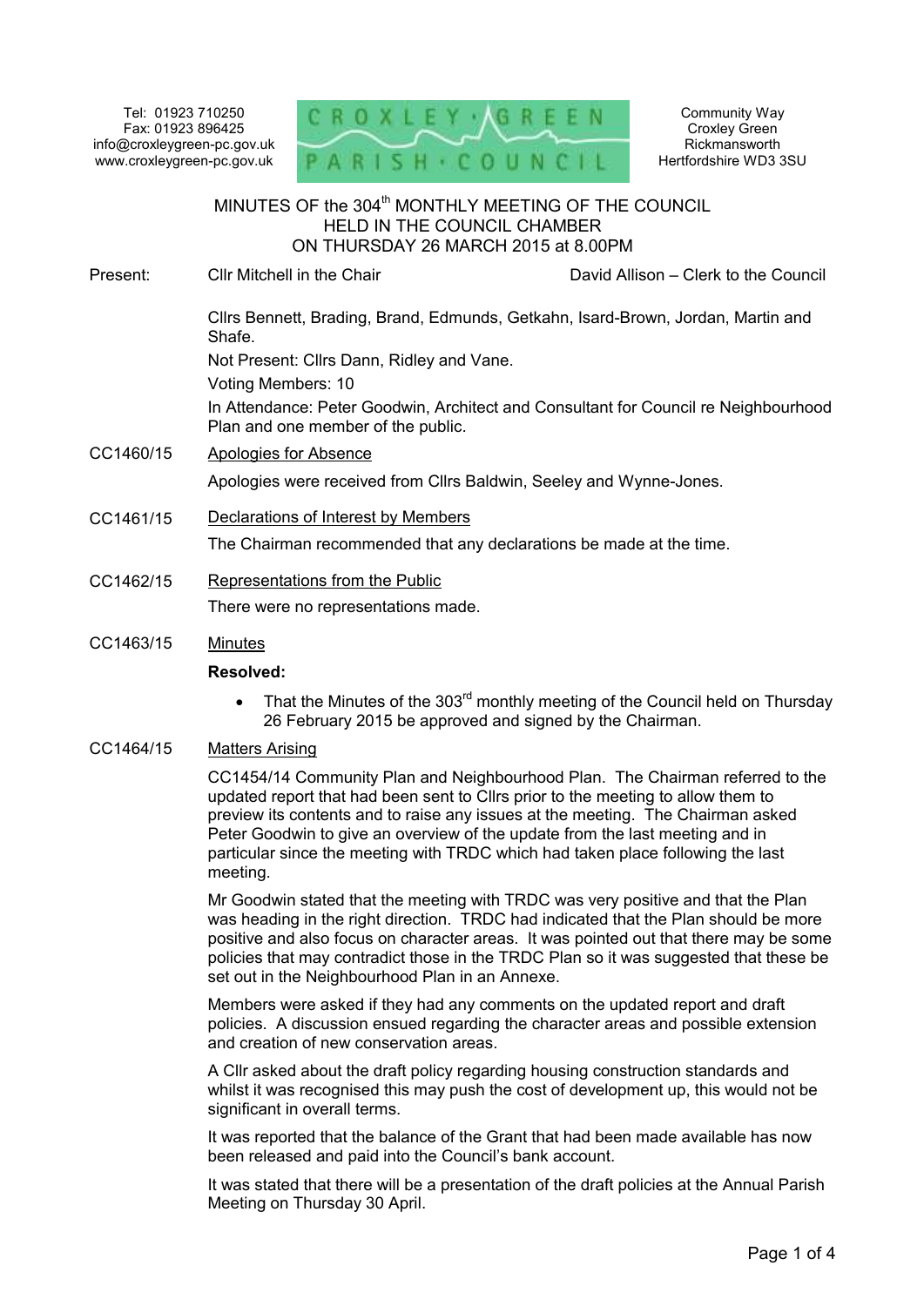Tel: 01923 710250
Fax: 01923 896425
info@croxleygreen-pc.gov.uk
www.croxleygreen-pc.gov.uk

CROXLEY · GREEN PARISH · COUNCIL

Community Way
Croxley Green
Rickmansworth
Hertfordshire WD3 3SU

# MINUTES OF the 304th MONTHLY MEETING OF THE COUNCIL HELD IN THE COUNCIL CHAMBER ON THURSDAY 26 MARCH 2015 at 8.00PM

Present: Cllr Mitchell in the Chair — David Allison – Clerk to the Council

Cllrs Bennett, Brading, Brand, Edmunds, Getkahn, Isard-Brown, Jordan, Martin and Shafe.

Not Present: Cllrs Dann, Ridley and Vane.

Voting Members: 10

In Attendance: Peter Goodwin, Architect and Consultant for Council re Neighbourhood Plan and one member of the public.

**CC1460/15** Apologies for Absence

Apologies were received from Cllrs Baldwin, Seeley and Wynne-Jones.

**CC1461/15** Declarations of Interest by Members

The Chairman recommended that any declarations be made at the time.

**CC1462/15** Representations from the Public

There were no representations made.

**CC1463/15** Minutes

**Resolved:**

- That the Minutes of the 303rd monthly meeting of the Council held on Thursday 26 February 2015 be approved and signed by the Chairman.

**CC1464/15** Matters Arising

CC1454/14 Community Plan and Neighbourhood Plan. The Chairman referred to the updated report that had been sent to Cllrs prior to the meeting to allow them to preview its contents and to raise any issues at the meeting. The Chairman asked Peter Goodwin to give an overview of the update from the last meeting and in particular since the meeting with TRDC which had taken place following the last meeting.

Mr Goodwin stated that the meeting with TRDC was very positive and that the Plan was heading in the right direction. TRDC had indicated that the Plan should be more positive and also focus on character areas. It was pointed out that there may be some policies that may contradict those in the TRDC Plan so it was suggested that these be set out in the Neighbourhood Plan in an Annexe.

Members were asked if they had any comments on the updated report and draft policies. A discussion ensued regarding the character areas and possible extension and creation of new conservation areas.

A Cllr asked about the draft policy regarding housing construction standards and whilst it was recognised this may push the cost of development up, this would not be significant in overall terms.

It was reported that the balance of the Grant that had been made available has now been released and paid into the Council's bank account.

It was stated that there will be a presentation of the draft policies at the Annual Parish Meeting on Thursday 30 April.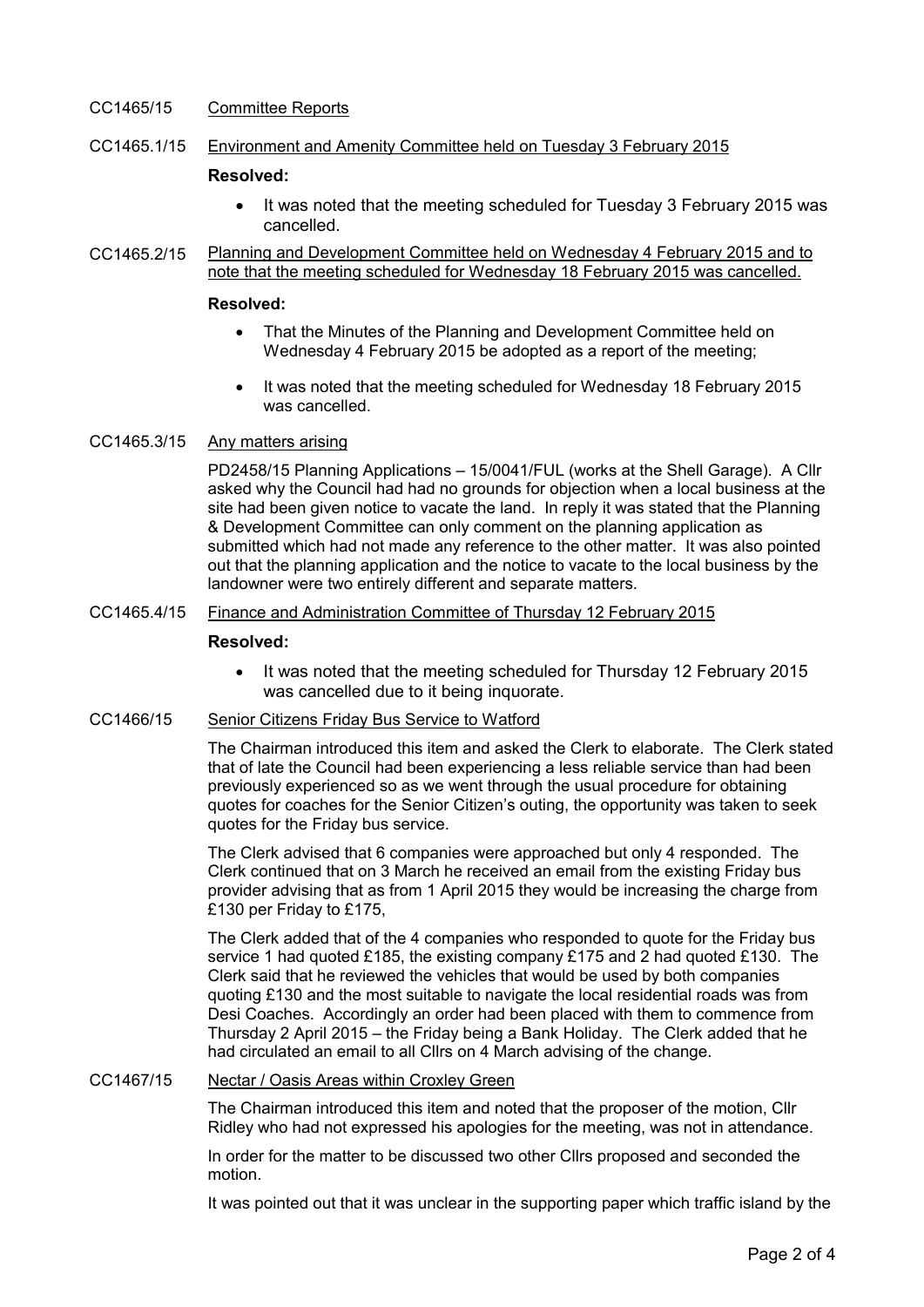CC1465/15 Committee Reports

CC1465.1/15 Environment and Amenity Committee held on Tuesday 3 February 2015

**Resolved:**

- It was noted that the meeting scheduled for Tuesday 3 February 2015 was cancelled.

CC1465.2/15 Planning and Development Committee held on Wednesday 4 February 2015 and to note that the meeting scheduled for Wednesday 18 February 2015 was cancelled.

**Resolved:**

- That the Minutes of the Planning and Development Committee held on Wednesday 4 February 2015 be adopted as a report of the meeting;
- It was noted that the meeting scheduled for Wednesday 18 February 2015 was cancelled.

CC1465.3/15 Any matters arising

PD2458/15 Planning Applications – 15/0041/FUL (works at the Shell Garage). A Cllr asked why the Council had had no grounds for objection when a local business at the site had been given notice to vacate the land. In reply it was stated that the Planning & Development Committee can only comment on the planning application as submitted which had not made any reference to the other matter. It was also pointed out that the planning application and the notice to vacate to the local business by the landowner were two entirely different and separate matters.

CC1465.4/15 Finance and Administration Committee of Thursday 12 February 2015

**Resolved:**

- It was noted that the meeting scheduled for Thursday 12 February 2015 was cancelled due to it being inquorate.

CC1466/15 Senior Citizens Friday Bus Service to Watford

The Chairman introduced this item and asked the Clerk to elaborate. The Clerk stated that of late the Council had been experiencing a less reliable service than had been previously experienced so as we went through the usual procedure for obtaining quotes for coaches for the Senior Citizen's outing, the opportunity was taken to seek quotes for the Friday bus service.

The Clerk advised that 6 companies were approached but only 4 responded. The Clerk continued that on 3 March he received an email from the existing Friday bus provider advising that as from 1 April 2015 they would be increasing the charge from £130 per Friday to £175,

The Clerk added that of the 4 companies who responded to quote for the Friday bus service 1 had quoted £185, the existing company £175 and 2 had quoted £130. The Clerk said that he reviewed the vehicles that would be used by both companies quoting £130 and the most suitable to navigate the local residential roads was from Desi Coaches. Accordingly an order had been placed with them to commence from Thursday 2 April 2015 – the Friday being a Bank Holiday. The Clerk added that he had circulated an email to all Cllrs on 4 March advising of the change.

CC1467/15 Nectar / Oasis Areas within Croxley Green

The Chairman introduced this item and noted that the proposer of the motion, Cllr Ridley who had not expressed his apologies for the meeting, was not in attendance.

In order for the matter to be discussed two other Cllrs proposed and seconded the motion.

It was pointed out that it was unclear in the supporting paper which traffic island by the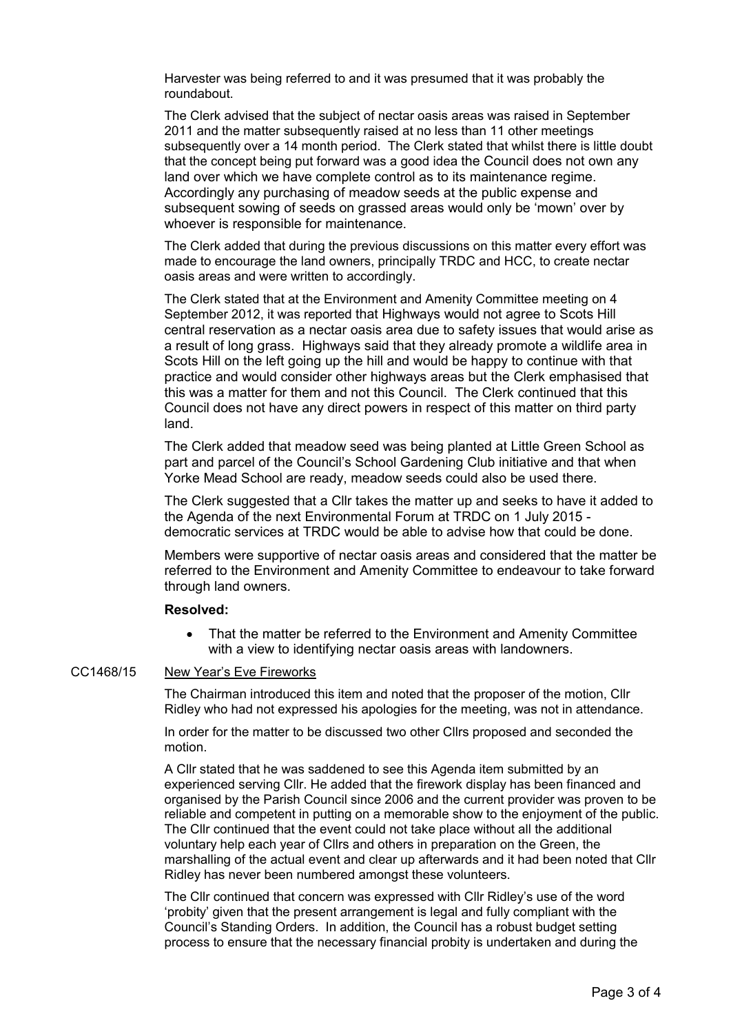Harvester was being referred to and it was presumed that it was probably the roundabout.

The Clerk advised that the subject of nectar oasis areas was raised in September 2011 and the matter subsequently raised at no less than 11 other meetings subsequently over a 14 month period. The Clerk stated that whilst there is little doubt that the concept being put forward was a good idea the Council does not own any land over which we have complete control as to its maintenance regime. Accordingly any purchasing of meadow seeds at the public expense and subsequent sowing of seeds on grassed areas would only be 'mown' over by whoever is responsible for maintenance.

The Clerk added that during the previous discussions on this matter every effort was made to encourage the land owners, principally TRDC and HCC, to create nectar oasis areas and were written to accordingly.

The Clerk stated that at the Environment and Amenity Committee meeting on 4 September 2012, it was reported that Highways would not agree to Scots Hill central reservation as a nectar oasis area due to safety issues that would arise as a result of long grass. Highways said that they already promote a wildlife area in Scots Hill on the left going up the hill and would be happy to continue with that practice and would consider other highways areas but the Clerk emphasised that this was a matter for them and not this Council. The Clerk continued that this Council does not have any direct powers in respect of this matter on third party land.

The Clerk added that meadow seed was being planted at Little Green School as part and parcel of the Council's School Gardening Club initiative and that when Yorke Mead School are ready, meadow seeds could also be used there.

The Clerk suggested that a Cllr takes the matter up and seeks to have it added to the Agenda of the next Environmental Forum at TRDC on 1 July 2015 - democratic services at TRDC would be able to advise how that could be done.

Members were supportive of nectar oasis areas and considered that the matter be referred to the Environment and Amenity Committee to endeavour to take forward through land owners.

**Resolved:**

- That the matter be referred to the Environment and Amenity Committee with a view to identifying nectar oasis areas with landowners.

CC1468/15 New Year's Eve Fireworks

The Chairman introduced this item and noted that the proposer of the motion, Cllr Ridley who had not expressed his apologies for the meeting, was not in attendance.

In order for the matter to be discussed two other Cllrs proposed and seconded the motion.

A Cllr stated that he was saddened to see this Agenda item submitted by an experienced serving Cllr. He added that the firework display has been financed and organised by the Parish Council since 2006 and the current provider was proven to be reliable and competent in putting on a memorable show to the enjoyment of the public. The Cllr continued that the event could not take place without all the additional voluntary help each year of Cllrs and others in preparation on the Green, the marshalling of the actual event and clear up afterwards and it had been noted that Cllr Ridley has never been numbered amongst these volunteers.

The Cllr continued that concern was expressed with Cllr Ridley's use of the word 'probity' given that the present arrangement is legal and fully compliant with the Council's Standing Orders. In addition, the Council has a robust budget setting process to ensure that the necessary financial probity is undertaken and during the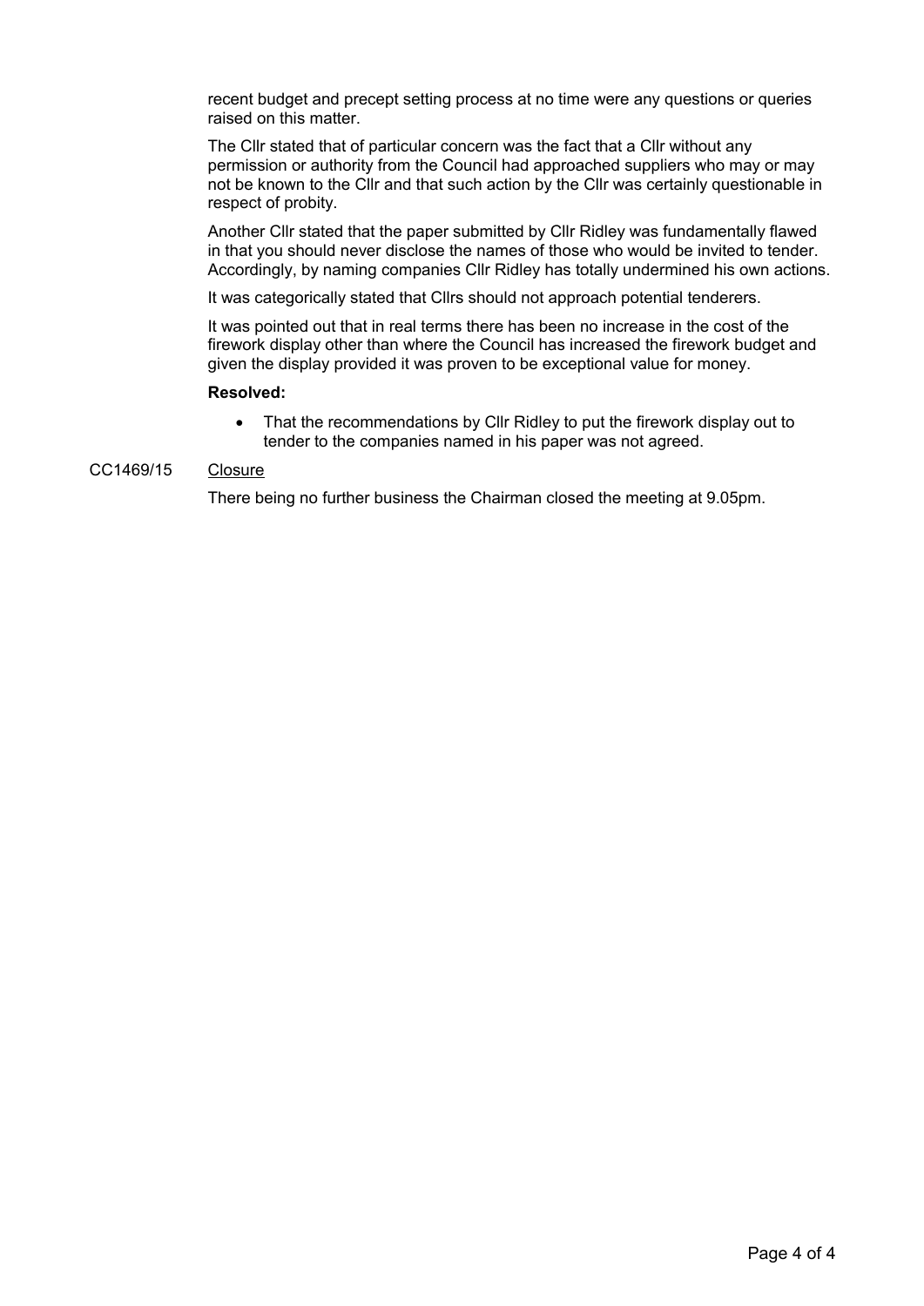recent budget and precept setting process at no time were any questions or queries raised on this matter.

The Cllr stated that of particular concern was the fact that a Cllr without any permission or authority from the Council had approached suppliers who may or may not be known to the Cllr and that such action by the Cllr was certainly questionable in respect of probity.

Another Cllr stated that the paper submitted by Cllr Ridley was fundamentally flawed in that you should never disclose the names of those who would be invited to tender. Accordingly, by naming companies Cllr Ridley has totally undermined his own actions.

It was categorically stated that Cllrs should not approach potential tenderers.

It was pointed out that in real terms there has been no increase in the cost of the firework display other than where the Council has increased the firework budget and given the display provided it was proven to be exceptional value for money.

**Resolved:**

- That the recommendations by Cllr Ridley to put the firework display out to tender to the companies named in his paper was not agreed.

CC1469/15 Closure

There being no further business the Chairman closed the meeting at 9.05pm.